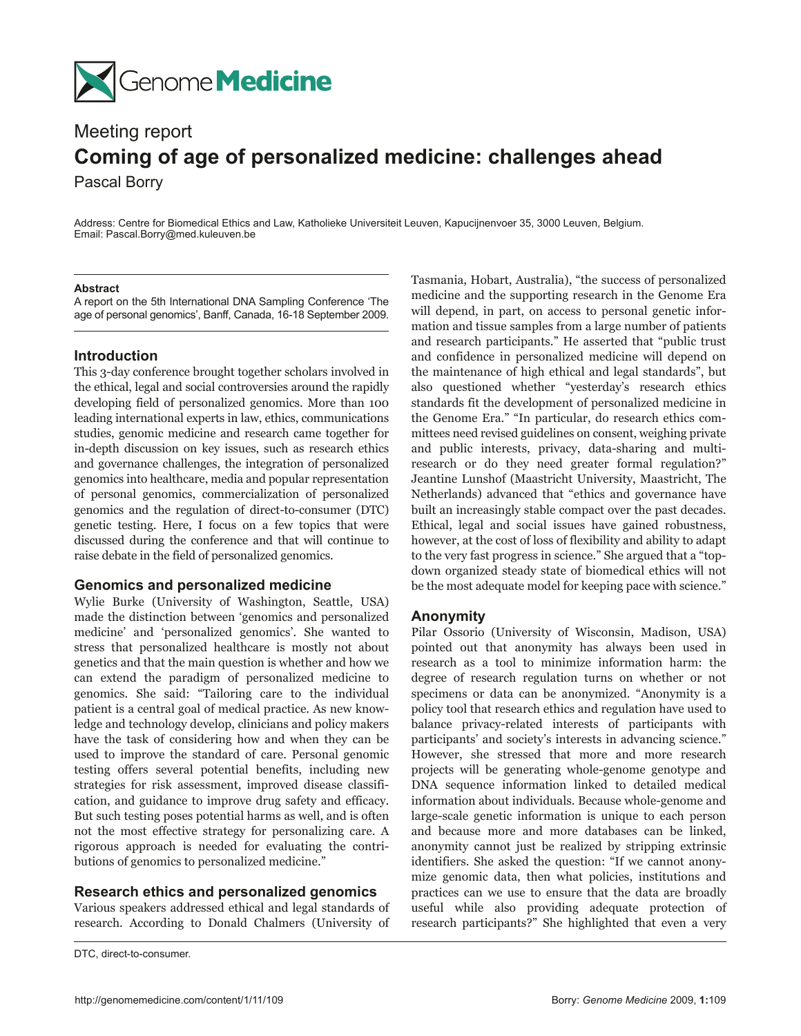Meeting report

# Coming of age of personalized medicine: challenges ahead

Pascal Borry

Address: Centre for Biomedical Ethics and Law, Katholieke Universiteit Leuven, Kapucijnenvoer 35, 3000 Leuven, Belgium.
Email: Pascal.Borry@med.kuleuven.be

**Abstract**

A report on the 5th International DNA Sampling Conference 'The age of personal genomics', Banff, Canada, 16-18 September 2009.

## Introduction

This 3-day conference brought together scholars involved in the ethical, legal and social controversies around the rapidly developing field of personalized genomics. More than 100 leading international experts in law, ethics, communications studies, genomic medicine and research came together for in-depth discussion on key issues, such as research ethics and governance challenges, the integration of personalized genomics into healthcare, media and popular representation of personal genomics, commercialization of personalized genomics and the regulation of direct-to-consumer (DTC) genetic testing. Here, I focus on a few topics that were discussed during the conference and that will continue to raise debate in the field of personalized genomics.

## Genomics and personalized medicine

Wylie Burke (University of Washington, Seattle, USA) made the distinction between 'genomics and personalized medicine' and 'personalized genomics'. She wanted to stress that personalized healthcare is mostly not about genetics and that the main question is whether and how we can extend the paradigm of personalized medicine to genomics. She said: "Tailoring care to the individual patient is a central goal of medical practice. As new knowledge and technology develop, clinicians and policy makers have the task of considering how and when they can be used to improve the standard of care. Personal genomic testing offers several potential benefits, including new strategies for risk assessment, improved disease classification, and guidance to improve drug safety and efficacy. But such testing poses potential harms as well, and is often not the most effective strategy for personalizing care. A rigorous approach is needed for evaluating the contributions of genomics to personalized medicine."

## Research ethics and personalized genomics

Various speakers addressed ethical and legal standards of research. According to Donald Chalmers (University of Tasmania, Hobart, Australia), "the success of personalized medicine and the supporting research in the Genome Era will depend, in part, on access to personal genetic information and tissue samples from a large number of patients and research participants." He asserted that "public trust and confidence in personalized medicine will depend on the maintenance of high ethical and legal standards", but also questioned whether "yesterday's research ethics standards fit the development of personalized medicine in the Genome Era." "In particular, do research ethics committees need revised guidelines on consent, weighing private and public interests, privacy, data-sharing and multi-research or do they need greater formal regulation?" Jeantine Lunshof (Maastricht University, Maastricht, The Netherlands) advanced that "ethics and governance have built an increasingly stable compact over the past decades. Ethical, legal and social issues have gained robustness, however, at the cost of loss of flexibility and ability to adapt to the very fast progress in science." She argued that a "top-down organized steady state of biomedical ethics will not be the most adequate model for keeping pace with science."

## Anonymity

Pilar Ossorio (University of Wisconsin, Madison, USA) pointed out that anonymity has always been used in research as a tool to minimize information harm: the degree of research regulation turns on whether or not specimens or data can be anonymized. "Anonymity is a policy tool that research ethics and regulation have used to balance privacy-related interests of participants with participants' and society's interests in advancing science." However, she stressed that more and more research projects will be generating whole-genome genotype and DNA sequence information linked to detailed medical information about individuals. Because whole-genome and large-scale genetic information is unique to each person and because more and more databases can be linked, anonymity cannot just be realized by stripping extrinsic identifiers. She asked the question: "If we cannot anonymize genomic data, then what policies, institutions and practices can we use to ensure that the data are broadly useful while also providing adequate protection of research participants?" She highlighted that even a very

DTC, direct-to-consumer.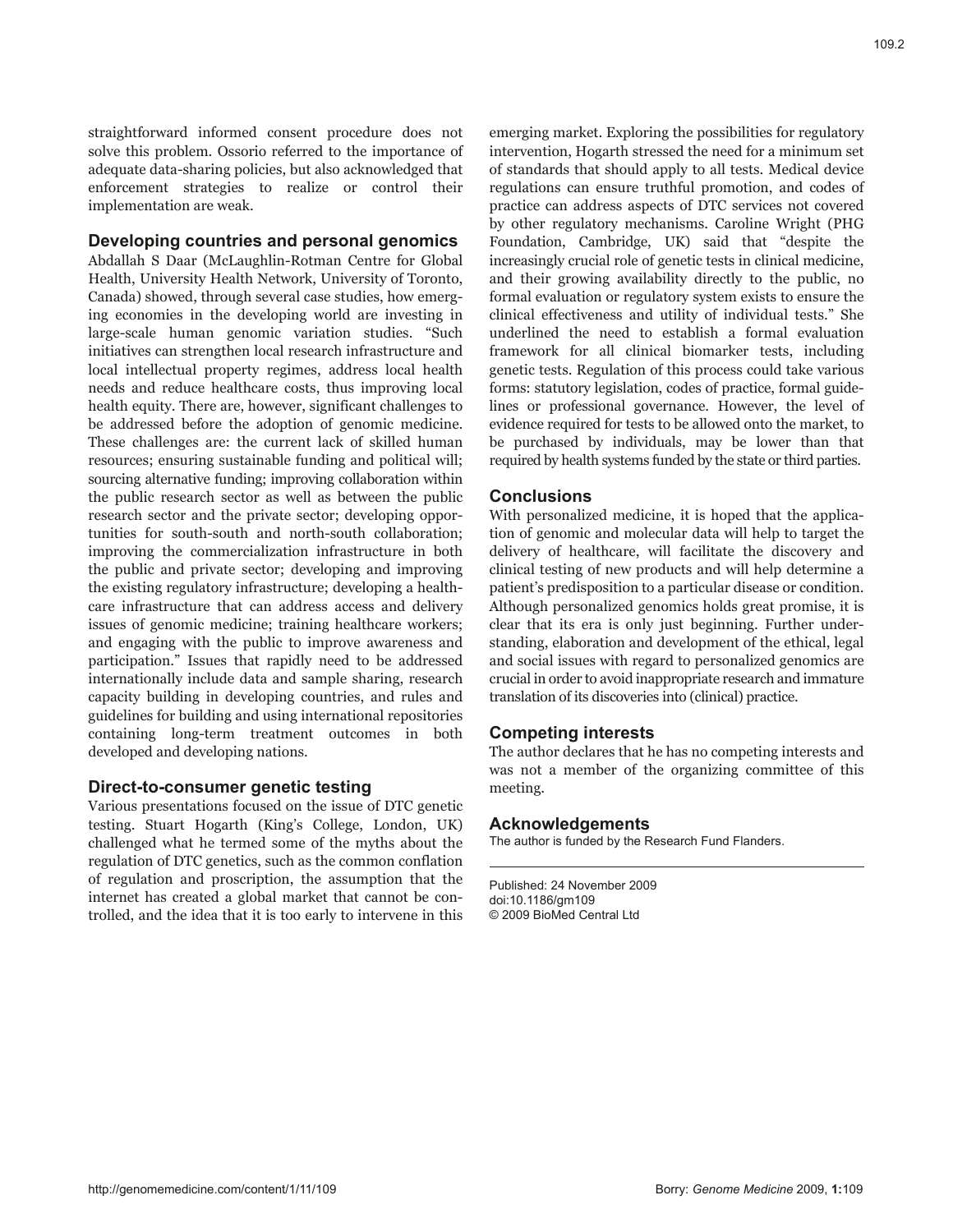straightforward informed consent procedure does not solve this problem. Ossorio referred to the importance of adequate data-sharing policies, but also acknowledged that enforcement strategies to realize or control their implementation are weak.

## Developing countries and personal genomics

Abdallah S Daar (McLaughlin-Rotman Centre for Global Health, University Health Network, University of Toronto, Canada) showed, through several case studies, how emerging economies in the developing world are investing in large-scale human genomic variation studies. "Such initiatives can strengthen local research infrastructure and local intellectual property regimes, address local health needs and reduce healthcare costs, thus improving local health equity. There are, however, significant challenges to be addressed before the adoption of genomic medicine. These challenges are: the current lack of skilled human resources; ensuring sustainable funding and political will; sourcing alternative funding; improving collaboration within the public research sector as well as between the public research sector and the private sector; developing opportunities for south-south and north-south collaboration; improving the commercialization infrastructure in both the public and private sector; developing and improving the existing regulatory infrastructure; developing a healthcare infrastructure that can address access and delivery issues of genomic medicine; training healthcare workers; and engaging with the public to improve awareness and participation." Issues that rapidly need to be addressed internationally include data and sample sharing, research capacity building in developing countries, and rules and guidelines for building and using international repositories containing long-term treatment outcomes in both developed and developing nations.

## Direct-to-consumer genetic testing

Various presentations focused on the issue of DTC genetic testing. Stuart Hogarth (King's College, London, UK) challenged what he termed some of the myths about the regulation of DTC genetics, such as the common conflation of regulation and proscription, the assumption that the internet has created a global market that cannot be controlled, and the idea that it is too early to intervene in this emerging market. Exploring the possibilities for regulatory intervention, Hogarth stressed the need for a minimum set of standards that should apply to all tests. Medical device regulations can ensure truthful promotion, and codes of practice can address aspects of DTC services not covered by other regulatory mechanisms. Caroline Wright (PHG Foundation, Cambridge, UK) said that "despite the increasingly crucial role of genetic tests in clinical medicine, and their growing availability directly to the public, no formal evaluation or regulatory system exists to ensure the clinical effectiveness and utility of individual tests." She underlined the need to establish a formal evaluation framework for all clinical biomarker tests, including genetic tests. Regulation of this process could take various forms: statutory legislation, codes of practice, formal guidelines or professional governance. However, the level of evidence required for tests to be allowed onto the market, to be purchased by individuals, may be lower than that required by health systems funded by the state or third parties.

## Conclusions

With personalized medicine, it is hoped that the application of genomic and molecular data will help to target the delivery of healthcare, will facilitate the discovery and clinical testing of new products and will help determine a patient's predisposition to a particular disease or condition. Although personalized genomics holds great promise, it is clear that its era is only just beginning. Further understanding, elaboration and development of the ethical, legal and social issues with regard to personalized genomics are crucial in order to avoid inappropriate research and immature translation of its discoveries into (clinical) practice.

## Competing interests

The author declares that he has no competing interests and was not a member of the organizing committee of this meeting.

## Acknowledgements

The author is funded by the Research Fund Flanders.

Published: 24 November 2009
doi:10.1186/gm109
© 2009 BioMed Central Ltd